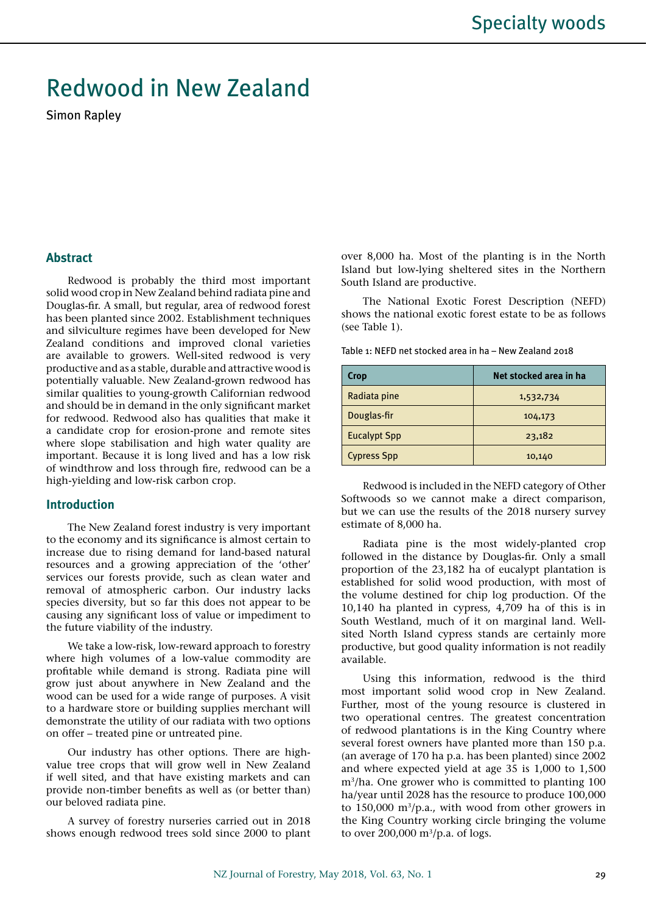# Redwood in New Zealand

Simon Rapley

## Abstract

Redwood is probably the third most important solid wood crop in New Zealand behind radiata pine and Douglas-fir. A small, but regular, area of redwood forest has been planted since 2002. Establishment techniques and silviculture regimes have been developed for New Zealand conditions and improved clonal varieties are available to growers. Well-sited redwood is very productive and as a stable, durable and attractive wood is potentially valuable. New Zealand-grown redwood has similar qualities to young-growth Californian redwood and should be in demand in the only significant market for redwood. Redwood also has qualities that make it a candidate crop for erosion-prone and remote sites where slope stabilisation and high water quality are important. Because it is long lived and has a low risk of windthrow and loss through fire, redwood can be a high-yielding and low-risk carbon crop.

## Introduction

The New Zealand forest industry is very important to the economy and its significance is almost certain to increase due to rising demand for land-based natural resources and a growing appreciation of the 'other' services our forests provide, such as clean water and removal of atmospheric carbon. Our industry lacks species diversity, but so far this does not appear to be causing any significant loss of value or impediment to the future viability of the industry.

We take a low-risk, low-reward approach to forestry where high volumes of a low-value commodity are profitable while demand is strong. Radiata pine will grow just about anywhere in New Zealand and the wood can be used for a wide range of purposes. A visit to a hardware store or building supplies merchant will demonstrate the utility of our radiata with two options on offer – treated pine or untreated pine.

Our industry has other options. There are high-value tree crops that will grow well in New Zealand if well sited, and that have existing markets and can provide non-timber benefits as well as (or better than) our beloved radiata pine.

A survey of forestry nurseries carried out in 2018 shows enough redwood trees sold since 2000 to plant over 8,000 ha. Most of the planting is in the North Island but low-lying sheltered sites in the Northern South Island are productive.

The National Exotic Forest Description (NEFD) shows the national exotic forest estate to be as follows (see Table 1).

Table 1: NEFD net stocked area in ha – New Zealand 2018

| Crop | Net stocked area in ha |
|---|---|
| Radiata pine | 1,532,734 |
| Douglas-fir | 104,173 |
| Eucalypt Spp | 23,182 |
| Cypress Spp | 10,140 |

Redwood is included in the NEFD category of Other Softwoods so we cannot make a direct comparison, but we can use the results of the 2018 nursery survey estimate of 8,000 ha.

Radiata pine is the most widely-planted crop followed in the distance by Douglas-fir. Only a small proportion of the 23,182 ha of eucalypt plantation is established for solid wood production, with most of the volume destined for chip log production. Of the 10,140 ha planted in cypress, 4,709 ha of this is in South Westland, much of it on marginal land. Well-sited North Island cypress stands are certainly more productive, but good quality information is not readily available.

Using this information, redwood is the third most important solid wood crop in New Zealand. Further, most of the young resource is clustered in two operational centres. The greatest concentration of redwood plantations is in the King Country where several forest owners have planted more than 150 p.a. (an average of 170 ha p.a. has been planted) since 2002 and where expected yield at age 35 is 1,000 to 1,500 $m^3$/ha. One grower who is committed to planting 100 ha/year until 2028 has the resource to produce 100,000 to 150,000 $m^3$/p.a., with wood from other growers in the King Country working circle bringing the volume to over 200,000 $m^3$/p.a. of logs.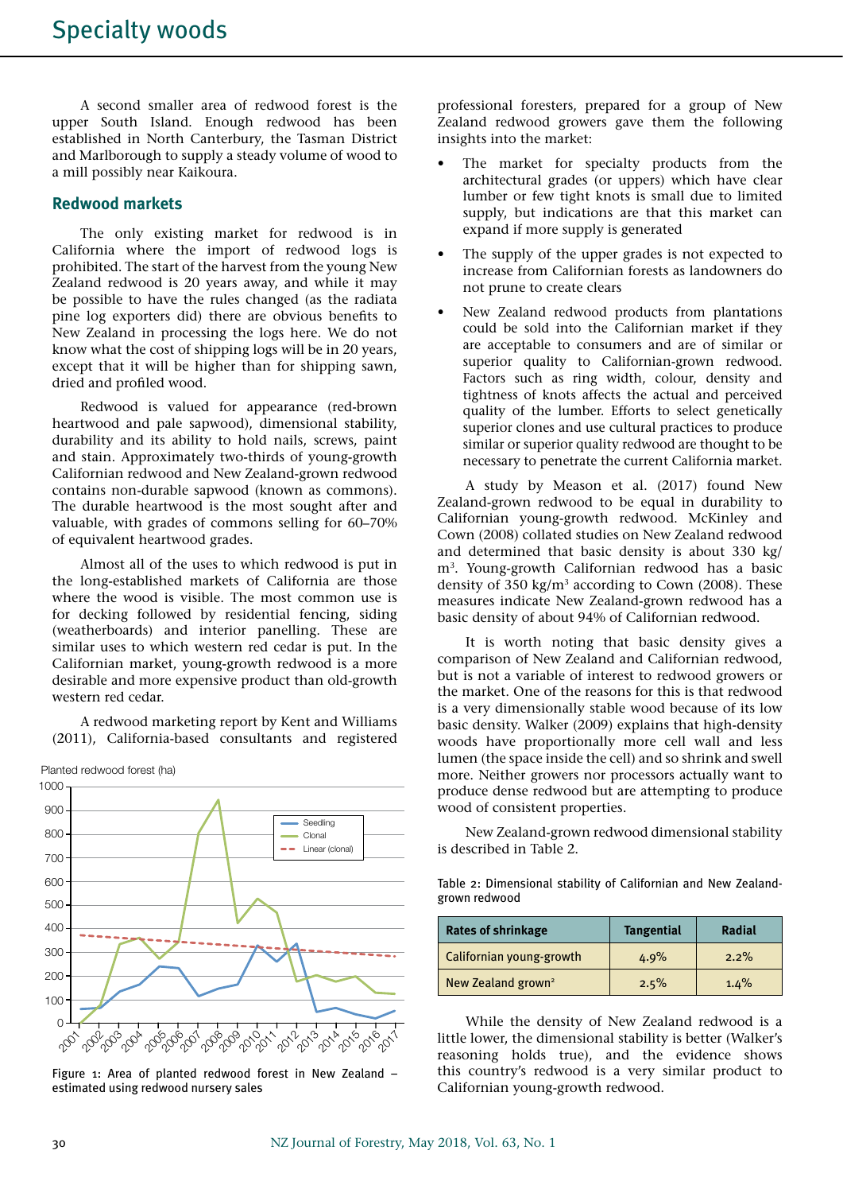A second smaller area of redwood forest is the upper South Island. Enough redwood has been established in North Canterbury, the Tasman District and Marlborough to supply a steady volume of wood to a mill possibly near Kaikoura.

## Redwood markets

The only existing market for redwood is in California where the import of redwood logs is prohibited. The start of the harvest from the young New Zealand redwood is 20 years away, and while it may be possible to have the rules changed (as the radiata pine log exporters did) there are obvious benefits to New Zealand in processing the logs here. We do not know what the cost of shipping logs will be in 20 years, except that it will be higher than for shipping sawn, dried and profiled wood.

Redwood is valued for appearance (red-brown heartwood and pale sapwood), dimensional stability, durability and its ability to hold nails, screws, paint and stain. Approximately two-thirds of young-growth Californian redwood and New Zealand-grown redwood contains non-durable sapwood (known as commons). The durable heartwood is the most sought after and valuable, with grades of commons selling for 60–70% of equivalent heartwood grades.

Almost all of the uses to which redwood is put in the long-established markets of California are those where the wood is visible. The most common use is for decking followed by residential fencing, siding (weatherboards) and interior panelling. These are similar uses to which western red cedar is put. In the Californian market, young-growth redwood is a more desirable and more expensive product than old-growth western red cedar.

A redwood marketing report by Kent and Williams (2011), California-based consultants and registered professional foresters, prepared for a group of New Zealand redwood growers gave them the following insights into the market:

- The market for specialty products from the architectural grades (or uppers) which have clear lumber or few tight knots is small due to limited supply, but indications are that this market can expand if more supply is generated
- The supply of the upper grades is not expected to increase from Californian forests as landowners do not prune to create clears
- New Zealand redwood products from plantations could be sold into the Californian market if they are acceptable to consumers and are of similar or superior quality to Californian-grown redwood. Factors such as ring width, colour, density and tightness of knots affects the actual and perceived quality of the lumber. Efforts to select genetically superior clones and use cultural practices to produce similar or superior quality redwood are thought to be necessary to penetrate the current California market.

Figure 1: Area of planted redwood forest in New Zealand – estimated using redwood nursery sales

A study by Meason et al. (2017) found New Zealand-grown redwood to be equal in durability to Californian young-growth redwood. McKinley and Cown (2008) collated studies on New Zealand redwood and determined that basic density is about 330 kg/m³. Young-growth Californian redwood has a basic density of 350 kg/m³ according to Cown (2008). These measures indicate New Zealand-grown redwood has a basic density of about 94% of Californian redwood.

It is worth noting that basic density gives a comparison of New Zealand and Californian redwood, but is not a variable of interest to redwood growers or the market. One of the reasons for this is that redwood is a very dimensionally stable wood because of its low basic density. Walker (2009) explains that high-density woods have proportionally more cell wall and less lumen (the space inside the cell) and so shrink and swell more. Neither growers nor processors actually want to produce dense redwood but are attempting to produce wood of consistent properties.

New Zealand-grown redwood dimensional stability is described in Table 2.

Table 2: Dimensional stability of Californian and New Zealand-grown redwood

| Rates of shrinkage | Tangential | Radial |
|---|---|---|
| Californian young-growth | 4.9% | 2.2% |
| New Zealand grown[2] | 2.5% | 1.4% |

While the density of New Zealand redwood is a little lower, the dimensional stability is better (Walker's reasoning holds true), and the evidence shows this country's redwood is a very similar product to Californian young-growth redwood.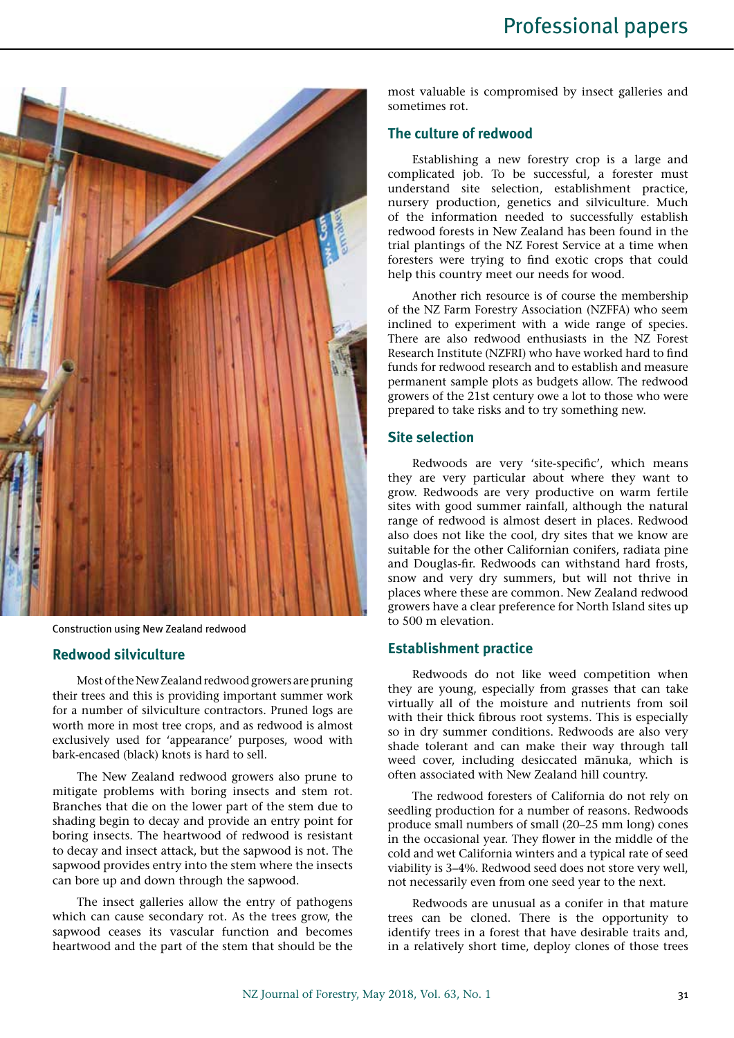Construction using New Zealand redwood

## Redwood silviculture

Most of the New Zealand redwood growers are pruning their trees and this is providing important summer work for a number of silviculture contractors. Pruned logs are worth more in most tree crops, and as redwood is almost exclusively used for 'appearance' purposes, wood with bark-encased (black) knots is hard to sell.

The New Zealand redwood growers also prune to mitigate problems with boring insects and stem rot. Branches that die on the lower part of the stem due to shading begin to decay and provide an entry point for boring insects. The heartwood of redwood is resistant to decay and insect attack, but the sapwood is not. The sapwood provides entry into the stem where the insects can bore up and down through the sapwood.

The insect galleries allow the entry of pathogens which can cause secondary rot. As the trees grow, the sapwood ceases its vascular function and becomes heartwood and the part of the stem that should be the most valuable is compromised by insect galleries and sometimes rot.

## The culture of redwood

Establishing a new forestry crop is a large and complicated job. To be successful, a forester must understand site selection, establishment practice, nursery production, genetics and silviculture. Much of the information needed to successfully establish redwood forests in New Zealand has been found in the trial plantings of the NZ Forest Service at a time when foresters were trying to find exotic crops that could help this country meet our needs for wood.

Another rich resource is of course the membership of the NZ Farm Forestry Association (NZFFA) who seem inclined to experiment with a wide range of species. There are also redwood enthusiasts in the NZ Forest Research Institute (NZFRI) who have worked hard to find funds for redwood research and to establish and measure permanent sample plots as budgets allow. The redwood growers of the 21st century owe a lot to those who were prepared to take risks and to try something new.

## Site selection

Redwoods are very 'site-specific', which means they are very particular about where they want to grow. Redwoods are very productive on warm fertile sites with good summer rainfall, although the natural range of redwood is almost desert in places. Redwood also does not like the cool, dry sites that we know are suitable for the other Californian conifers, radiata pine and Douglas-fir. Redwoods can withstand hard frosts, snow and very dry summers, but will not thrive in places where these are common. New Zealand redwood growers have a clear preference for North Island sites up to 500 m elevation.

## Establishment practice

Redwoods do not like weed competition when they are young, especially from grasses that can take virtually all of the moisture and nutrients from soil with their thick fibrous root systems. This is especially so in dry summer conditions. Redwoods are also very shade tolerant and can make their way through tall weed cover, including desiccated mānuka, which is often associated with New Zealand hill country.

The redwood foresters of California do not rely on seedling production for a number of reasons. Redwoods produce small numbers of small (20–25 mm long) cones in the occasional year. They flower in the middle of the cold and wet California winters and a typical rate of seed viability is 3–4%. Redwood seed does not store very well, not necessarily even from one seed year to the next.

Redwoods are unusual as a conifer in that mature trees can be cloned. There is the opportunity to identify trees in a forest that have desirable traits and, in a relatively short time, deploy clones of those trees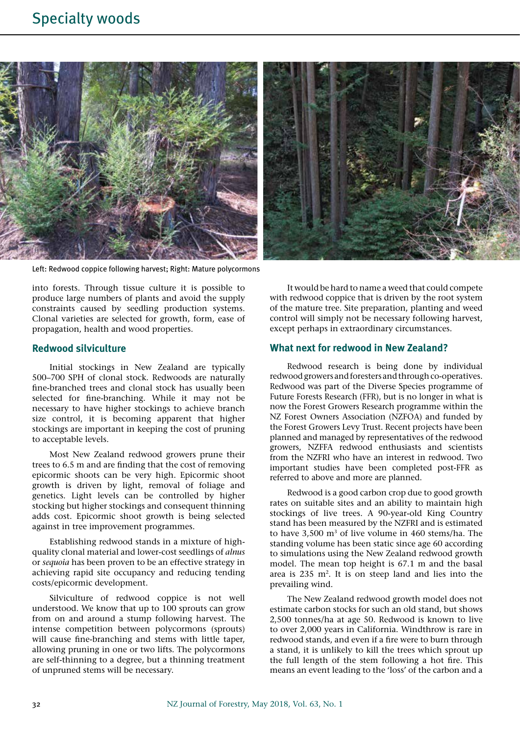Left: Redwood coppice following harvest; Right: Mature polycormons

into forests. Through tissue culture it is possible to produce large numbers of plants and avoid the supply constraints caused by seedling production systems. Clonal varieties are selected for growth, form, ease of propagation, health and wood properties.

### Redwood silviculture

Initial stockings in New Zealand are typically 500–700 SPH of clonal stock. Redwoods are naturally fine-branched trees and clonal stock has usually been selected for fine-branching. While it may not be necessary to have higher stockings to achieve branch size control, it is becoming apparent that higher stockings are important in keeping the cost of pruning to acceptable levels.

Most New Zealand redwood growers prune their trees to 6.5 m and are finding that the cost of removing epicormic shoots can be very high. Epicormic shoot growth is driven by light, removal of foliage and genetics. Light levels can be controlled by higher stocking but higher stockings and consequent thinning adds cost. Epicormic shoot growth is being selected against in tree improvement programmes.

Establishing redwood stands in a mixture of high-quality clonal material and lower-cost seedlings of *alnus* or *sequoia* has been proven to be an effective strategy in achieving rapid site occupancy and reducing tending costs/epicormic development.

Silviculture of redwood coppice is not well understood. We know that up to 100 sprouts can grow from on and around a stump following harvest. The intense competition between polycormons (sprouts) will cause fine-branching and stems with little taper, allowing pruning in one or two lifts. The polycormons are self-thinning to a degree, but a thinning treatment of unpruned stems will be necessary.

It would be hard to name a weed that could compete with redwood coppice that is driven by the root system of the mature tree. Site preparation, planting and weed control will simply not be necessary following harvest, except perhaps in extraordinary circumstances.

### What next for redwood in New Zealand?

Redwood research is being done by individual redwood growers and foresters and through co-operatives. Redwood was part of the Diverse Species programme of Future Forests Research (FFR), but is no longer in what is now the Forest Growers Research programme within the NZ Forest Owners Association (NZFOA) and funded by the Forest Growers Levy Trust. Recent projects have been planned and managed by representatives of the redwood growers, NZFFA redwood enthusiasts and scientists from the NZFRI who have an interest in redwood. Two important studies have been completed post-FFR as referred to above and more are planned.

Redwood is a good carbon crop due to good growth rates on suitable sites and an ability to maintain high stockings of live trees. A 90-year-old King Country stand has been measured by the NZFRI and is estimated to have 3,500 $m^3$ of live volume in 460 stems/ha. The standing volume has been static since age 60 according to simulations using the New Zealand redwood growth model. The mean top height is 67.1 m and the basal area is 235 $m^2$. It is on steep land and lies into the prevailing wind.

The New Zealand redwood growth model does not estimate carbon stocks for such an old stand, but shows 2,500 tonnes/ha at age 50. Redwood is known to live to over 2,000 years in California. Windthrow is rare in redwood stands, and even if a fire were to burn through a stand, it is unlikely to kill the trees which sprout up the full length of the stem following a hot fire. This means an event leading to the 'loss' of the carbon and a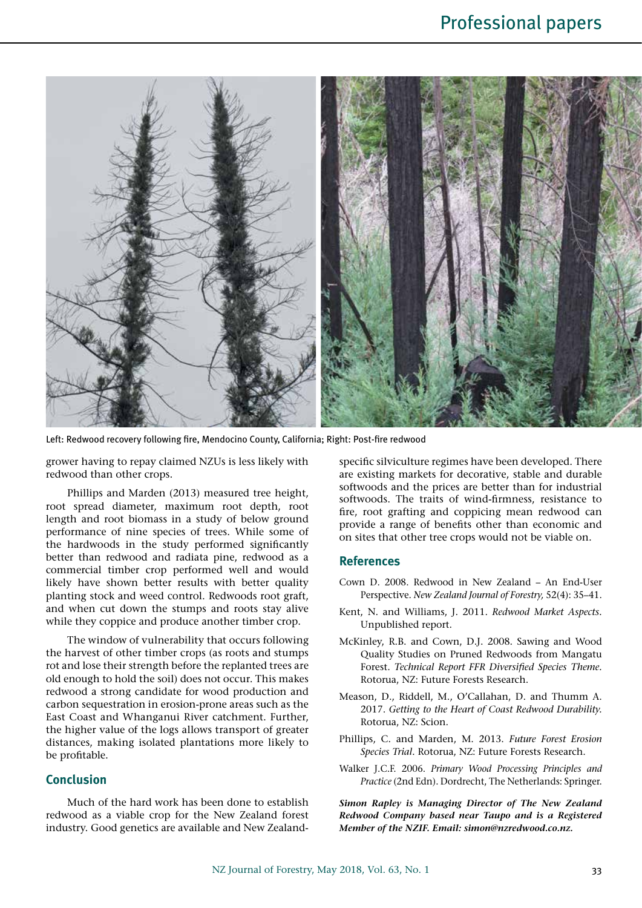Left: Redwood recovery following fire, Mendocino County, California; Right: Post-fire redwood

grower having to repay claimed NZUs is less likely with redwood than other crops.

Phillips and Marden (2013) measured tree height, root spread diameter, maximum root depth, root length and root biomass in a study of below ground performance of nine species of trees. While some of the hardwoods in the study performed significantly better than redwood and radiata pine, redwood as a commercial timber crop performed well and would likely have shown better results with better quality planting stock and weed control. Redwoods root graft, and when cut down the stumps and roots stay alive while they coppice and produce another timber crop.

The window of vulnerability that occurs following the harvest of other timber crops (as roots and stumps rot and lose their strength before the replanted trees are old enough to hold the soil) does not occur. This makes redwood a strong candidate for wood production and carbon sequestration in erosion-prone areas such as the East Coast and Whanganui River catchment. Further, the higher value of the logs allows transport of greater distances, making isolated plantations more likely to be profitable.

## Conclusion

Much of the hard work has been done to establish redwood as a viable crop for the New Zealand forest industry. Good genetics are available and New Zealand-specific silviculture regimes have been developed. There are existing markets for decorative, stable and durable softwoods and the prices are better than for industrial softwoods. The traits of wind-firmness, resistance to fire, root grafting and coppicing mean redwood can provide a range of benefits other than economic and on sites that other tree crops would not be viable on.

## References

Cown D. 2008. Redwood in New Zealand – An End-User Perspective. *New Zealand Journal of Forestry,* 52(4): 35–41.

Kent, N. and Williams, J. 2011. *Redwood Market Aspects*. Unpublished report.

McKinley, R.B. and Cown, D.J. 2008. Sawing and Wood Quality Studies on Pruned Redwoods from Mangatu Forest. *Technical Report FFR Diversified Species Theme*. Rotorua, NZ: Future Forests Research.

Meason, D., Riddell, M., O'Callahan, D. and Thumm A. 2017. *Getting to the Heart of Coast Redwood Durability.* Rotorua, NZ: Scion.

Phillips, C. and Marden, M. 2013. *Future Forest Erosion Species Trial*. Rotorua, NZ: Future Forests Research.

Walker J.C.F. 2006. *Primary Wood Processing Principles and Practice* (2nd Edn). Dordrecht, The Netherlands: Springer.

***Simon Rapley is Managing Director of The New Zealand Redwood Company based near Taupo and is a Registered Member of the NZIF. Email: simon@nzredwood.co.nz.***